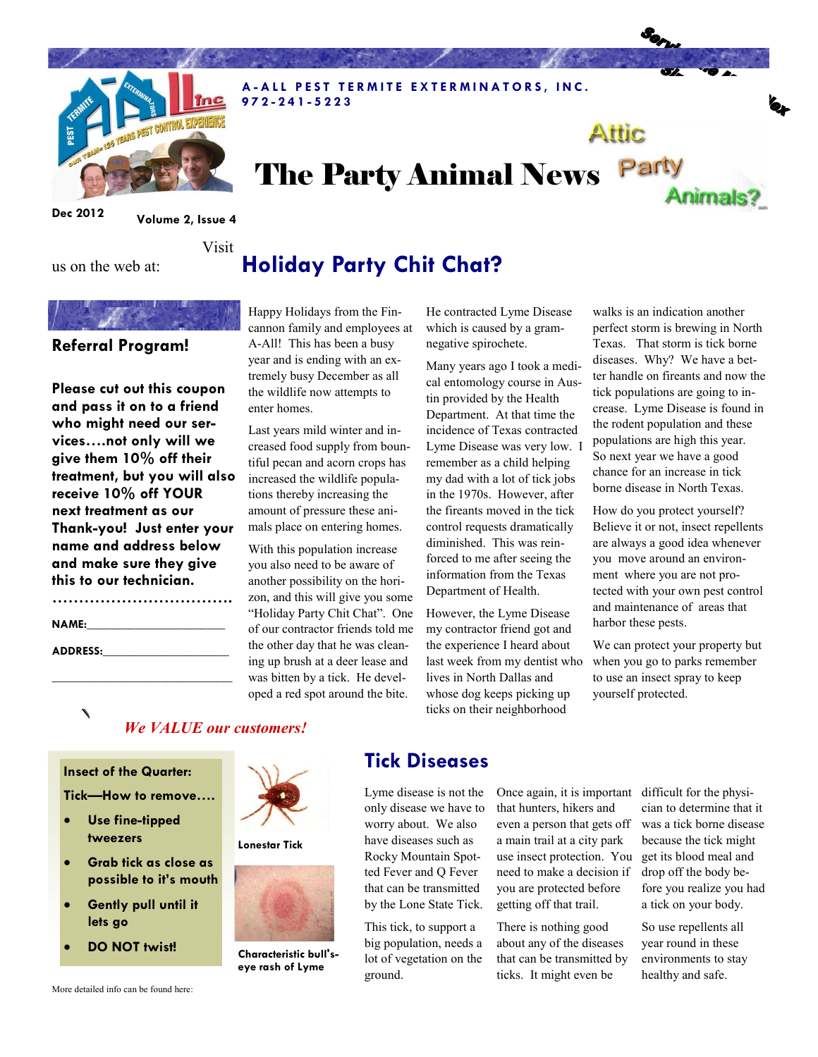**A-ALL PEST TERMITE EXTERMINATORS, INC.**
**972-241-5223**

# The Party Animal News

Attic Party Animals?

Dec 2012

Volume 2, Issue 4

Visit us on the web at:

## Referral Program!

**Please cut out this coupon and pass it on to a friend who might need our services….not only will we give them 10% off their treatment, but you will also receive 10% off YOUR next treatment as our Thank-you! Just enter your name and address below and make sure they give this to our technician.**

……………………………

NAME:______________________

ADDRESS:____________________

____________________________

*We VALUE our customers!*

## Holiday Party Chit Chat?

Happy Holidays from the Fincannon family and employees at A-All! This has been a busy year and is ending with an extremely busy December as all the wildlife now attempts to enter homes.

Last years mild winter and increased food supply from bountiful pecan and acorn crops has increased the wildlife populations thereby increasing the amount of pressure these animals place on entering homes.

With this population increase you also need to be aware of another possibility on the horizon, and this will give you some "Holiday Party Chit Chat". One of our contractor friends told me the other day that he was cleaning up brush at a deer lease and was bitten by a tick. He developed a red spot around the bite. He contracted Lyme Disease which is caused by a gram-negative spirochete.

Many years ago I took a medical entomology course in Austin provided by the Health Department. At that time the incidence of Texas contracted Lyme Disease was very low. I remember as a child helping my dad with a lot of tick jobs in the 1970s. However, after the fireants moved in the tick control requests dramatically diminished. This was reinforced to me after seeing the information from the Texas Department of Health.

However, the Lyme Disease my contractor friend got and the experience I heard about last week from my dentist who lives in North Dallas and whose dog keeps picking up ticks on their neighborhood walks is an indication another perfect storm is brewing in North Texas. That storm is tick borne diseases. Why? We have a better handle on fireants and now the tick populations are going to increase. Lyme Disease is found in the rodent population and these populations are high this year. So next year we have a good chance for an increase in tick borne disease in North Texas.

How do you protect yourself? Believe it or not, insect repellents are always a good idea whenever you move around an environment where you are not protected with your own pest control and maintenance of areas that harbor these pests.

We can protect your property but when you go to parks remember to use an insect spray to keep yourself protected.

**Insect of the Quarter:**

**Tick—How to remove….**

- **Use fine-tipped tweezers**
- **Grab tick as close as possible to it's mouth**
- **Gently pull until it lets go**
- **DO NOT twist!**

More detailed info can be found here:

Lonestar Tick

Characteristic bull's-eye rash of Lyme

## Tick Diseases

Lyme disease is not the only disease we have to worry about. We also have diseases such as Rocky Mountain Spotted Fever and Q Fever that can be transmitted by the Lone State Tick.

This tick, to support a big population, needs a lot of vegetation on the ground.

Once again, it is important that hunters, hikers and even a person that gets off a main trail at a city park use insect protection. You need to make a decision if you are protected before getting off that trail.

There is nothing good about any of the diseases that can be transmitted by ticks. It might even be difficult for the physician to determine that it was a tick borne disease because the tick might get its blood meal and drop off the body before you realize you had a tick on your body.

So use repellents all year round in these environments to stay healthy and safe.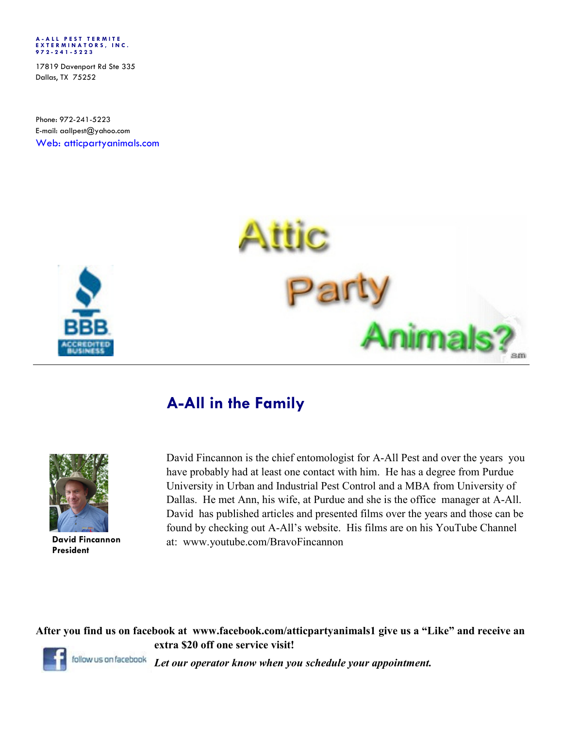A-ALL PEST TERMITE EXTERMINATORS, INC.
972-241-5223

17819 Davenport Rd Ste 335
Dallas, TX 75252

Phone: 972-241-5223
E-mail: aallpest@yahoo.com
Web: atticpartyanimals.com

Attic Party Animals?

## A-All in the Family

**David Fincannon**
**President**

David Fincannon is the chief entomologist for A-All Pest and over the years you have probably had at least one contact with him. He has a degree from Purdue University in Urban and Industrial Pest Control and a MBA from University of Dallas. He met Ann, his wife, at Purdue and she is the office manager at A-All. David has published articles and presented films over the years and those can be found by checking out A-All's website. His films are on his YouTube Channel at: www.youtube.com/BravoFincannon

**After you find us on facebook at www.facebook.com/atticpartyanimals1 give us a "Like" and receive an extra $20 off one service visit!**

follow us on facebook

***Let our operator know when you schedule your appointment.***